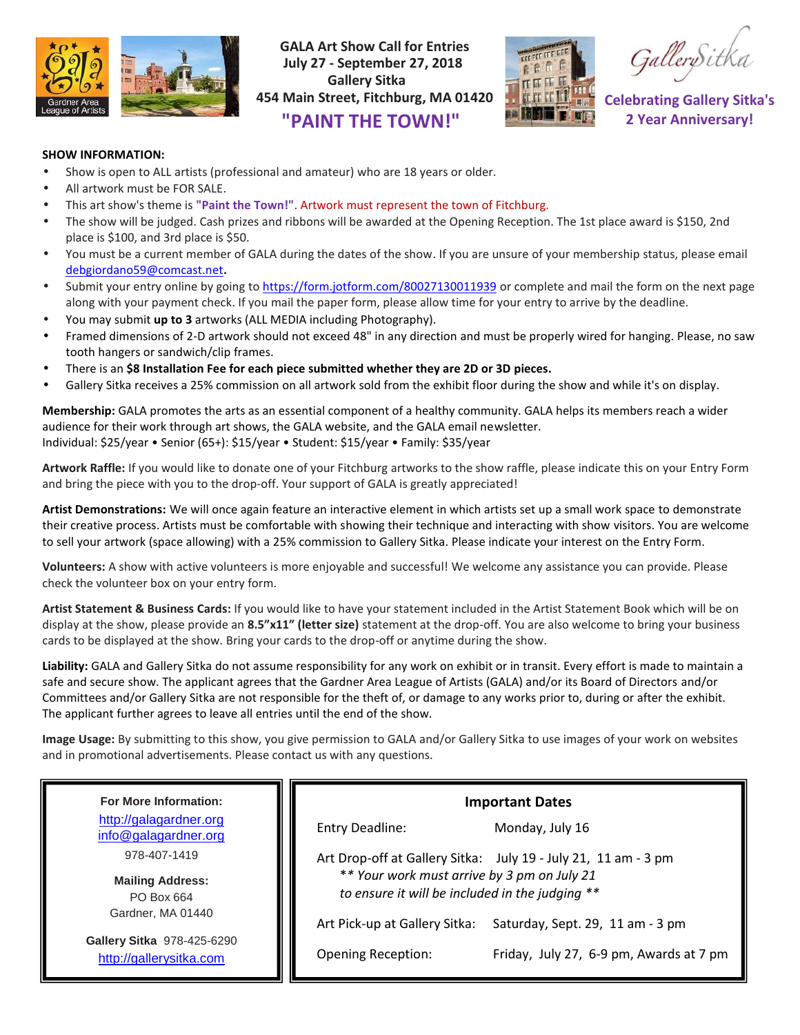# GALA Art Show Call for Entries

**July 27 - September 27, 2018**
**Gallery Sitka**
**454 Main Street, Fitchburg, MA 01420**

## "PAINT THE TOWN!"

**Celebrating Gallery Sitka's 2 Year Anniversary!**

### SHOW INFORMATION:

- Show is open to ALL artists (professional and amateur) who are 18 years or older.
- All artwork must be FOR SALE.
- This art show's theme is **"Paint the Town!"**. Artwork must represent the town of Fitchburg.
- The show will be judged. Cash prizes and ribbons will be awarded at the Opening Reception. The 1st place award is $150, 2nd place is $100, and 3rd place is $50.
- You must be a current member of GALA during the dates of the show. If you are unsure of your membership status, please email debgiordano59@comcast.net.
- Submit your entry online by going to https://form.jotform.com/80027130011939 or complete and mail the form on the next page along with your payment check. If you mail the paper form, please allow time for your entry to arrive by the deadline.
- You may submit **up to 3** artworks (ALL MEDIA including Photography).
- Framed dimensions of 2-D artwork should not exceed 48" in any direction and must be properly wired for hanging. Please, no saw tooth hangers or sandwich/clip frames.
- There is an **$8 Installation Fee for each piece submitted whether they are 2D or 3D pieces.**
- Gallery Sitka receives a 25% commission on all artwork sold from the exhibit floor during the show and while it's on display.

**Membership:** GALA promotes the arts as an essential component of a healthy community. GALA helps its members reach a wider audience for their work through art shows, the GALA website, and the GALA email newsletter.
Individual: $25/year • Senior (65+): $15/year • Student: $15/year • Family: $35/year

**Artwork Raffle:** If you would like to donate one of your Fitchburg artworks to the show raffle, please indicate this on your Entry Form and bring the piece with you to the drop-off. Your support of GALA is greatly appreciated!

**Artist Demonstrations:** We will once again feature an interactive element in which artists set up a small work space to demonstrate their creative process. Artists must be comfortable with showing their technique and interacting with show visitors. You are welcome to sell your artwork (space allowing) with a 25% commission to Gallery Sitka. Please indicate your interest on the Entry Form.

**Volunteers:** A show with active volunteers is more enjoyable and successful! We welcome any assistance you can provide. Please check the volunteer box on your entry form.

**Artist Statement & Business Cards:** If you would like to have your statement included in the Artist Statement Book which will be on display at the show, please provide an **8.5"x11" (letter size)** statement at the drop-off. You are also welcome to bring your business cards to be displayed at the show. Bring your cards to the drop-off or anytime during the show.

**Liability:** GALA and Gallery Sitka do not assume responsibility for any work on exhibit or in transit. Every effort is made to maintain a safe and secure show. The applicant agrees that the Gardner Area League of Artists (GALA) and/or its Board of Directors and/or Committees and/or Gallery Sitka are not responsible for the theft of, or damage to any works prior to, during or after the exhibit. The applicant further agrees to leave all entries until the end of the show.

**Image Usage:** By submitting to this show, you give permission to GALA and/or Gallery Sitka to use images of your work on websites and in promotional advertisements. Please contact us with any questions.

**For More Information:**
http://galagardner.org
info@galagardner.org
978-407-1419

**Mailing Address:**
PO Box 664
Gardner, MA 01440

**Gallery Sitka** 978-425-6290
http://gallerysitka.com

### Important Dates

| | |
|---|---|
| Entry Deadline: | Monday, July 16 |
| Art Drop-off at Gallery Sitka: | July 19 - July 21, 11 am - 3 pm<br>*\*\* Your work must arrive by 3 pm on July 21 to ensure it will be included in the judging \*\** |
| Art Pick-up at Gallery Sitka: | Saturday, Sept. 29, 11 am - 3 pm |
| Opening Reception: | Friday, July 27, 6-9 pm, Awards at 7 pm |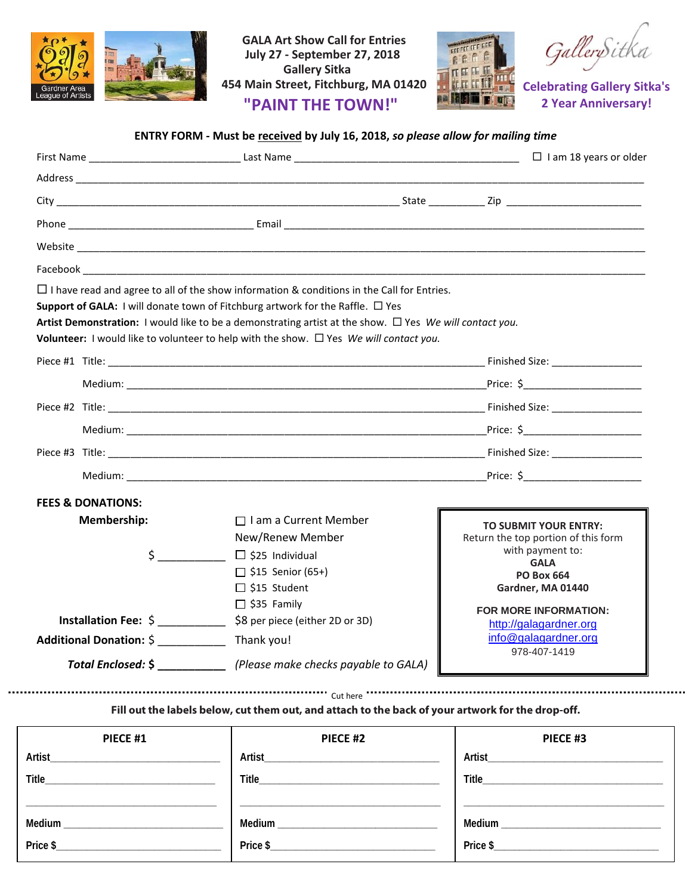**GALA Art Show Call for Entries**
**July 27 - September 27, 2018**
**Gallery Sitka**
**454 Main Street, Fitchburg, MA 01420**
**"PAINT THE TOWN!"**

GallerySitka
**Celebrating Gallery Sitka's 2 Year Anniversary!**

**ENTRY FORM - Must be received by July 16, 2018, *so please allow for mailing time***

First Name ____________________ Last Name ______________________________ ☐ I am 18 years or older

Address ______________________________________________________________________

City ______________________________________________ State ________ Zip __________________

Phone _________________________ Email ___________________________________________

Website ______________________________________________________________________

Facebook _____________________________________________________________________

☐ I have read and agree to all of the show information & conditions in the Call for Entries.

**Support of GALA:** I will donate town of Fitchburg artwork for the Raffle. ☐ Yes

**Artist Demonstration:** I would like to be a demonstrating artist at the show. ☐ Yes *We will contact you.*

**Volunteer:** I would like to volunteer to help with the show. ☐ Yes *We will contact you.*

Piece #1 Title: ______________________________________________ Finished Size: ____________

Medium: ______________________________________________ Price: $________________

Piece #2 Title: ______________________________________________ Finished Size: ____________

Medium: ______________________________________________ Price: $________________

Piece #3 Title: ______________________________________________ Finished Size: ____________

Medium: ______________________________________________ Price: $________________

**FEES & DONATIONS:**

**Membership:** ☐ I am a Current Member

New/Renew Member

$ __________ ☐ $25 Individual
☐ $15 Senior (65+)
☐ $15 Student
☐ $35 Family

**Installation Fee:** $ __________ $8 per piece (either 2D or 3D)

**Additional Donation:** $ __________ Thank you!

***Total Enclosed:* $** __________ *(Please make checks payable to GALA)*

**TO SUBMIT YOUR ENTRY:**
Return the top portion of this form with payment to:
**GALA**
**PO Box 664**
**Gardner, MA 01440**

**FOR MORE INFORMATION:**
http://galagardner.org
info@galagardner.org
978-407-1419

Cut here

**Fill out the labels below, cut them out, and attach to the back of your artwork for the drop-off.**

| **PIECE #1** | **PIECE #2** | **PIECE #3** |
|---|---|---|
| **Artist**__________________ | **Artist**__________________ | **Artist**__________________ |
| **Title**__________________ | **Title**__________________ | **Title**__________________ |
| __________________ | __________________ | __________________ |
| **Medium** __________________ | **Medium** __________________ | **Medium** __________________ |
| **Price $**__________________ | **Price $**__________________ | **Price $**__________________ |